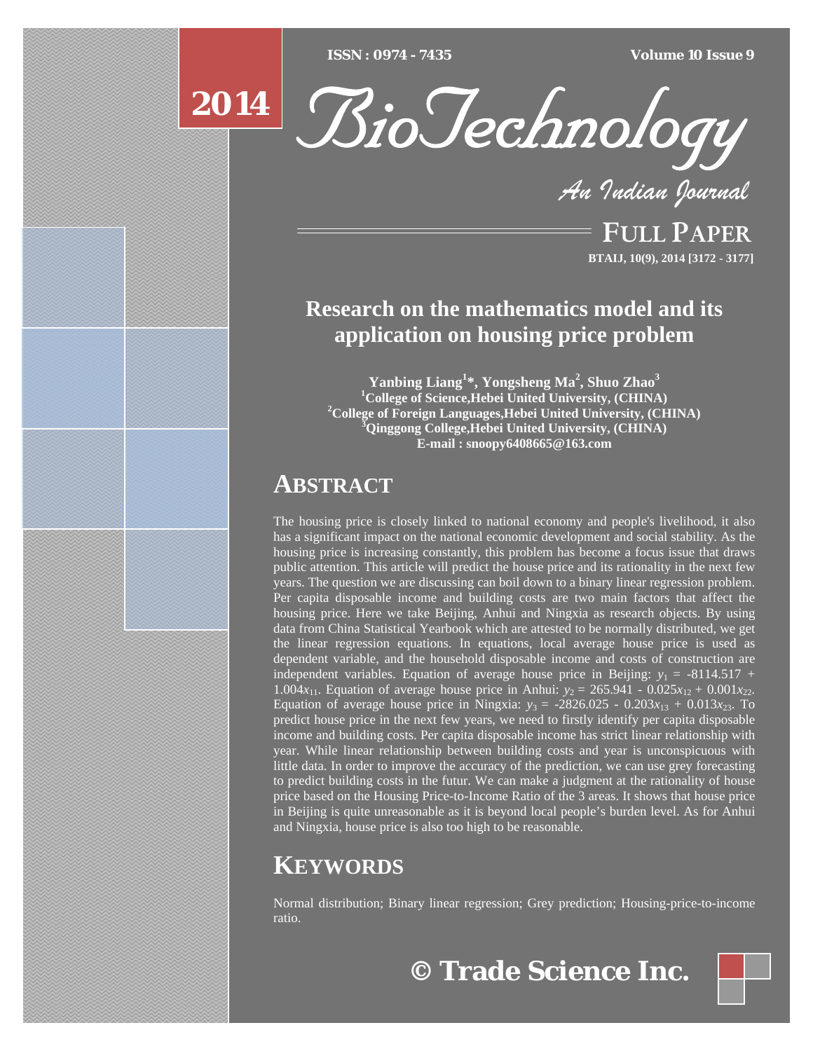# Research on the mathematics model and its application on housing price problem

**Yanbing Liang[1]\*, Yongsheng Ma[2], Shuo Zhao[3]**

[1]College of Science,Hebei United University, (CHINA)

[2]College of Foreign Languages,Hebei United University, (CHINA)

[3]Qinggong College,Hebei United University, (CHINA)

E-mail : snoopy6408665@163.com

## ABSTRACT

The housing price is closely linked to national economy and people's livelihood, it also has a significant impact on the national economic development and social stability. As the housing price is increasing constantly, this problem has become a focus issue that draws public attention. This article will predict the house price and its rationality in the next few years. The question we are discussing can boil down to a binary linear regression problem. Per capita disposable income and building costs are two main factors that affect the housing price. Here we take Beijing, Anhui and Ningxia as research objects. By using data from China Statistical Yearbook which are attested to be normally distributed, we get the linear regression equations. In equations, local average house price is used as dependent variable, and the household disposable income and costs of construction are independent variables. Equation of average house price in Beijing: $y_1 = -8114.517 + 1.004x_{11}$. Equation of average house price in Anhui: $y_2 = 265.941 - 0.025x_{12} + 0.001x_{22}$. Equation of average house price in Ningxia: $y_3 = -2826.025 - 0.203x_{13} + 0.013x_{23}$. To predict house price in the next few years, we need to firstly identify per capita disposable income and building costs. Per capita disposable income has strict linear relationship with year. While linear relationship between building costs and year is unconspicuous with little data. In order to improve the accuracy of the prediction, we can use grey forecasting to predict building costs in the futur. We can make a judgment at the rationality of house price based on the Housing Price-to-Income Ratio of the 3 areas. It shows that house price in Beijing is quite unreasonable as it is beyond local people's burden level. As for Anhui and Ningxia, house price is also too high to be reasonable.

## KEYWORDS

Normal distribution; Binary linear regression; Grey prediction; Housing-price-to-income ratio.

© Trade Science Inc.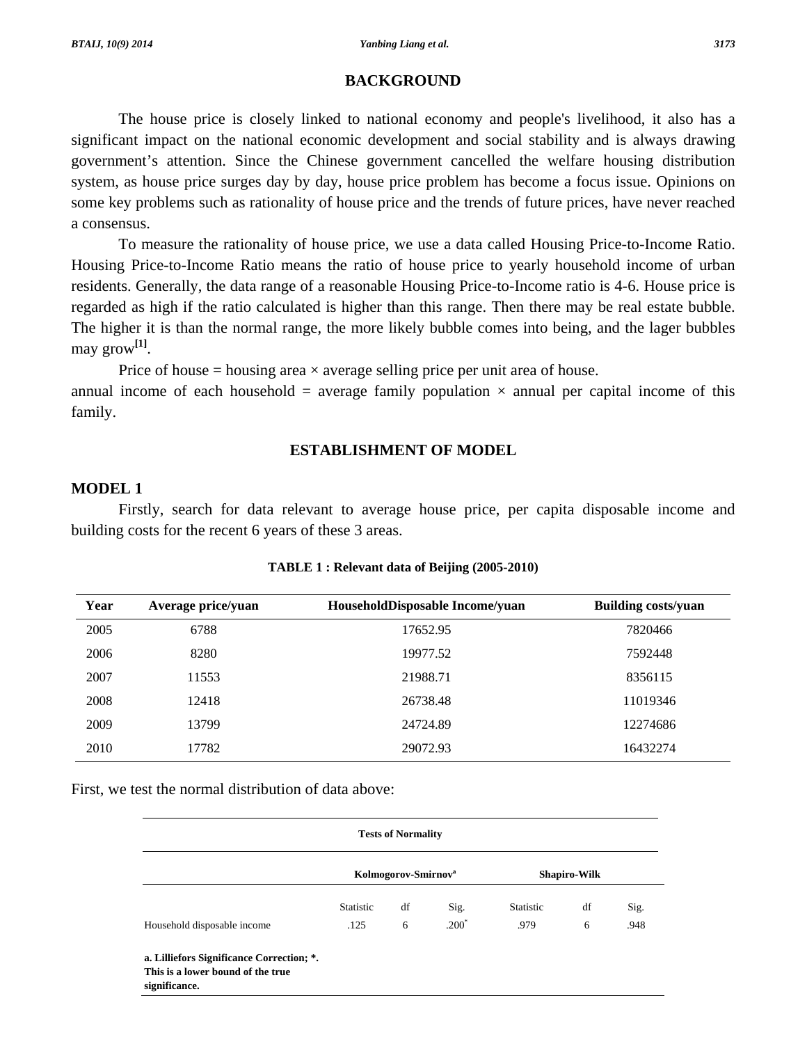## BACKGROUND

The house price is closely linked to national economy and people's livelihood, it also has a significant impact on the national economic development and social stability and is always drawing government's attention. Since the Chinese government cancelled the welfare housing distribution system, as house price surges day by day, house price problem has become a focus issue. Opinions on some key problems such as rationality of house price and the trends of future prices, have never reached a consensus.

To measure the rationality of house price, we use a data called Housing Price-to-Income Ratio. Housing Price-to-Income Ratio means the ratio of house price to yearly household income of urban residents. Generally, the data range of a reasonable Housing Price-to-Income ratio is 4-6. House price is regarded as high if the ratio calculated is higher than this range. Then there may be real estate bubble. The higher it is than the normal range, the more likely bubble comes into being, and the lager bubbles may grow[1].

Price of house = housing area × average selling price per unit area of house.

annual income of each household = average family population × annual per capital income of this family.

## ESTABLISHMENT OF MODEL

### MODEL 1

Firstly, search for data relevant to average house price, per capita disposable income and building costs for the recent 6 years of these 3 areas.

**TABLE 1 : Relevant data of Beijing (2005-2010)**

| Year | Average price/yuan | HouseholdDisposable Income/yuan | Building costs/yuan |
|---|---|---|---|
| 2005 | 6788 | 17652.95 | 7820466 |
| 2006 | 8280 | 19977.52 | 7592448 |
| 2007 | 11553 | 21988.71 | 8356115 |
| 2008 | 12418 | 26738.48 | 11019346 |
| 2009 | 13799 | 24724.89 | 12274686 |
| 2010 | 17782 | 29072.93 | 16432274 |

First, we test the normal distribution of data above:

**Tests of Normality**

| | Kolmogorov-Smirnov[a] | | | Shapiro-Wilk | | |
|---|---|---|---|---|---|---|
| | Statistic | df | Sig. | Statistic | df | Sig. |
| Household disposable income | .125 | 6 | .200* | .979 | 6 | .948 |

**a. Lilliefors Significance Correction; \*. This is a lower bound of the true significance.**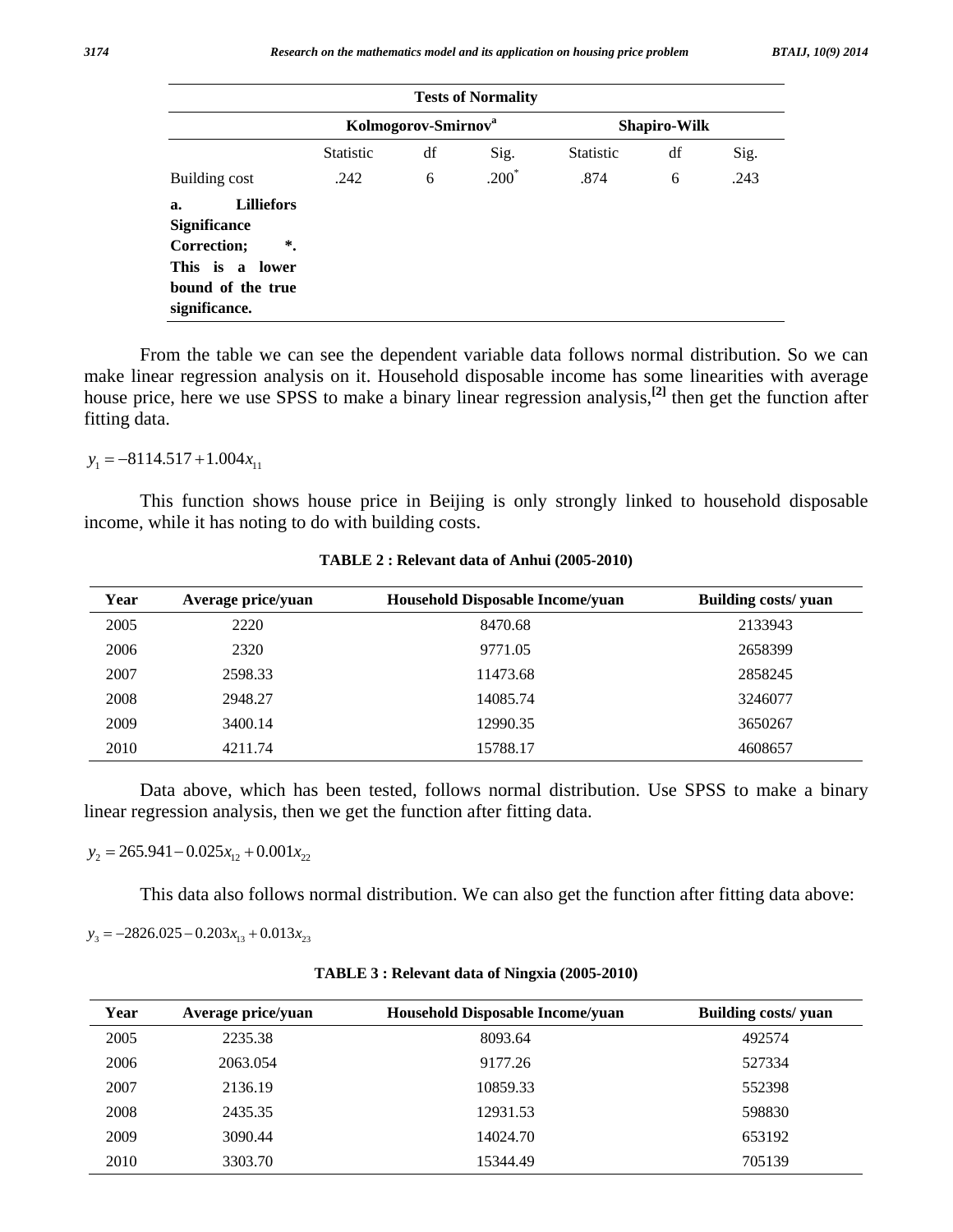| Tests of Normality | | | | | | |
|---|---|---|---|---|---|---|
| | Kolmogorov-Smirnov[a] | | | Shapiro-Wilk | | |
| | Statistic | df | Sig. | Statistic | df | Sig. |
| Building cost | .242 | 6 | .200* | .874 | 6 | .243 |
| **a. Lilliefors Significance Correction; *. This is a lower bound of the true significance.** | | | | | | |

From the table we can see the dependent variable data follows normal distribution. So we can make linear regression analysis on it. Household disposable income has some linearities with average house price, here we use SPSS to make a binary linear regression analysis,[2] then get the function after fitting data.

$$y_1 = -8114.517 + 1.004x_{11}$$

This function shows house price in Beijing is only strongly linked to household disposable income, while it has noting to do with building costs.

**TABLE 2 : Relevant data of Anhui (2005-2010)**

| Year | Average price/yuan | Household Disposable Income/yuan | Building costs/ yuan |
|---|---|---|---|
| 2005 | 2220 | 8470.68 | 2133943 |
| 2006 | 2320 | 9771.05 | 2658399 |
| 2007 | 2598.33 | 11473.68 | 2858245 |
| 2008 | 2948.27 | 14085.74 | 3246077 |
| 2009 | 3400.14 | 12990.35 | 3650267 |
| 2010 | 4211.74 | 15788.17 | 4608657 |

Data above, which has been tested, follows normal distribution. Use SPSS to make a binary linear regression analysis, then we get the function after fitting data.

$$y_2 = 265.941 - 0.025x_{12} + 0.001x_{22}$$

This data also follows normal distribution. We can also get the function after fitting data above:

$$y_3 = -2826.025 - 0.203x_{13} + 0.013x_{23}$$

**TABLE 3 : Relevant data of Ningxia (2005-2010)**

| Year | Average price/yuan | Household Disposable Income/yuan | Building costs/ yuan |
|---|---|---|---|
| 2005 | 2235.38 | 8093.64 | 492574 |
| 2006 | 2063.054 | 9177.26 | 527334 |
| 2007 | 2136.19 | 10859.33 | 552398 |
| 2008 | 2435.35 | 12931.53 | 598830 |
| 2009 | 3090.44 | 14024.70 | 653192 |
| 2010 | 3303.70 | 15344.49 | 705139 |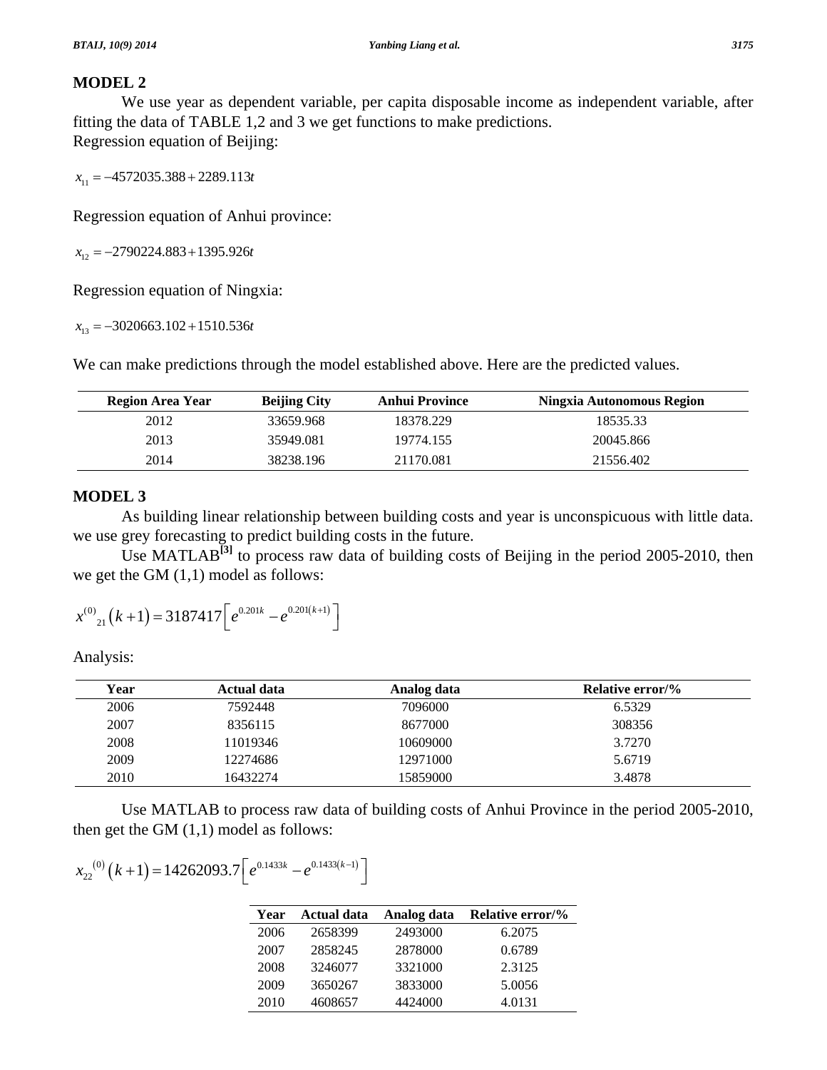## MODEL 2

We use year as dependent variable, per capita disposable income as independent variable, after fitting the data of TABLE 1,2 and 3 we get functions to make predictions.

Regression equation of Beijing:

$$x_{11} = -4572035.388 + 2289.113t$$

Regression equation of Anhui province:

$$x_{12} = -2790224.883 + 1395.926t$$

Regression equation of Ningxia:

$$x_{13} = -3020663.102 + 1510.536t$$

We can make predictions through the model established above. Here are the predicted values.

| Region Area Year | Beijing City | Anhui Province | Ningxia Autonomous Region |
|---|---|---|---|
| 2012 | 33659.968 | 18378.229 | 18535.33 |
| 2013 | 35949.081 | 19774.155 | 20045.866 |
| 2014 | 38238.196 | 21170.081 | 21556.402 |

## MODEL 3

As building linear relationship between building costs and year is unconspicuous with little data. we use grey forecasting to predict building costs in the future.

Use MATLAB[3] to process raw data of building costs of Beijing in the period 2005-2010, then we get the GM (1,1) model as follows:

$$x^{(0)}{}_{21}(k+1) = 3187417\left[e^{0.201k} - e^{0.201(k+1)}\right]$$

Analysis:

| Year | Actual data | Analog data | Relative error/% |
|---|---|---|---|
| 2006 | 7592448 | 7096000 | 6.5329 |
| 2007 | 8356115 | 8677000 | 308356 |
| 2008 | 11019346 | 10609000 | 3.7270 |
| 2009 | 12274686 | 12971000 | 5.6719 |
| 2010 | 16432274 | 15859000 | 3.4878 |

Use MATLAB to process raw data of building costs of Anhui Province in the period 2005-2010, then get the GM (1,1) model as follows:

$$x_{22}{}^{(0)}(k+1) = 14262093.7\left[e^{0.1433k} - e^{0.1433(k-1)}\right]$$

| Year | Actual data | Analog data | Relative error/% |
|---|---|---|---|
| 2006 | 2658399 | 2493000 | 6.2075 |
| 2007 | 2858245 | 2878000 | 0.6789 |
| 2008 | 3246077 | 3321000 | 2.3125 |
| 2009 | 3650267 | 3833000 | 5.0056 |
| 2010 | 4608657 | 4424000 | 4.0131 |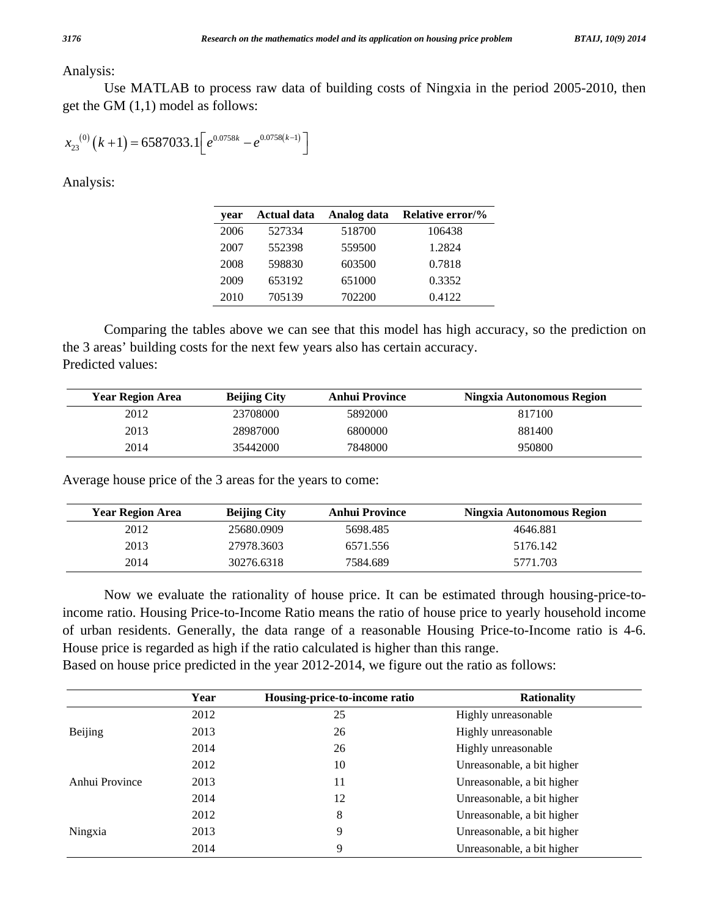Analysis:

Use MATLAB to process raw data of building costs of Ningxia in the period 2005-2010, then get the GM (1,1) model as follows:

$$x_{23}^{(0)}(k+1) = 6587033.1\left[e^{0.0758k} - e^{0.0758(k-1)}\right]$$

Analysis:

| year | Actual data | Analog data | Relative error/% |
|---|---|---|---|
| 2006 | 527334 | 518700 | 106438 |
| 2007 | 552398 | 559500 | 1.2824 |
| 2008 | 598830 | 603500 | 0.7818 |
| 2009 | 653192 | 651000 | 0.3352 |
| 2010 | 705139 | 702200 | 0.4122 |

Comparing the tables above we can see that this model has high accuracy, so the prediction on the 3 areas' building costs for the next few years also has certain accuracy.
Predicted values:

| Year Region Area | Beijing City | Anhui Province | Ningxia Autonomous Region |
|---|---|---|---|
| 2012 | 23708000 | 5892000 | 817100 |
| 2013 | 28987000 | 6800000 | 881400 |
| 2014 | 35442000 | 7848000 | 950800 |

Average house price of the 3 areas for the years to come:

| Year Region Area | Beijing City | Anhui Province | Ningxia Autonomous Region |
|---|---|---|---|
| 2012 | 25680.0909 | 5698.485 | 4646.881 |
| 2013 | 27978.3603 | 6571.556 | 5176.142 |
| 2014 | 30276.6318 | 7584.689 | 5771.703 |

Now we evaluate the rationality of house price. It can be estimated through housing-price-to-income ratio. Housing Price-to-Income Ratio means the ratio of house price to yearly household income of urban residents. Generally, the data range of a reasonable Housing Price-to-Income ratio is 4-6. House price is regarded as high if the ratio calculated is higher than this range.
Based on house price predicted in the year 2012-2014, we figure out the ratio as follows:

| | Year | Housing-price-to-income ratio | Rationality |
|---|---|---|---|
| | 2012 | 25 | Highly unreasonable |
| Beijing | 2013 | 26 | Highly unreasonable |
| | 2014 | 26 | Highly unreasonable |
| | 2012 | 10 | Unreasonable, a bit higher |
| Anhui Province | 2013 | 11 | Unreasonable, a bit higher |
| | 2014 | 12 | Unreasonable, a bit higher |
| | 2012 | 8 | Unreasonable, a bit higher |
| Ningxia | 2013 | 9 | Unreasonable, a bit higher |
| | 2014 | 9 | Unreasonable, a bit higher |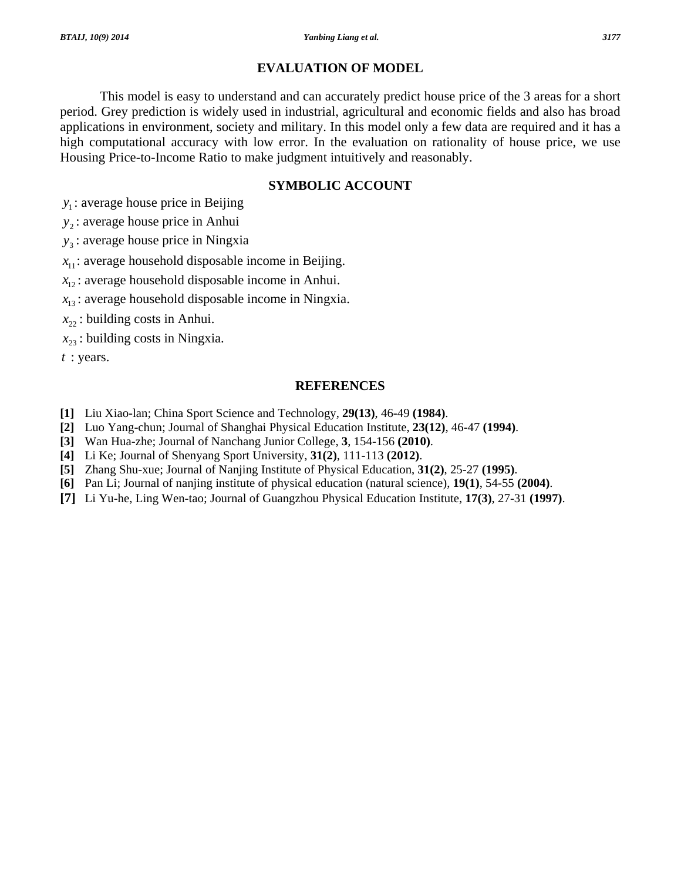## EVALUATION OF MODEL

This model is easy to understand and can accurately predict house price of the 3 areas for a short period. Grey prediction is widely used in industrial, agricultural and economic fields and also has broad applications in environment, society and military. In this model only a few data are required and it has a high computational accuracy with low error. In the evaluation on rationality of house price, we use Housing Price-to-Income Ratio to make judgment intuitively and reasonably.

## SYMBOLIC ACCOUNT

$y_1$ : average house price in Beijing

$y_2$ : average house price in Anhui

$y_3$ : average house price in Ningxia

$x_{11}$: average household disposable income in Beijing.

$x_{12}$: average household disposable income in Anhui.

$x_{13}$: average household disposable income in Ningxia.

$x_{22}$ : building costs in Anhui.

$x_{23}$ : building costs in Ningxia.

$t$ : years.

## REFERENCES

**[1]** Liu Xiao-lan; China Sport Science and Technology, **29(13)**, 46-49 **(1984)**.

**[2]** Luo Yang-chun; Journal of Shanghai Physical Education Institute, **23(12)**, 46-47 **(1994)**.

**[3]** Wan Hua-zhe; Journal of Nanchang Junior College, **3**, 154-156 **(2010)**.

**[4]** Li Ke; Journal of Shenyang Sport University, **31(2)**, 111-113 **(2012)**.

**[5]** Zhang Shu-xue; Journal of Nanjing Institute of Physical Education, **31(2)**, 25-27 **(1995)**.

**[6]** Pan Li; Journal of nanjing institute of physical education (natural science), **19(1)**, 54-55 **(2004)**.

**[7]** Li Yu-he, Ling Wen-tao; Journal of Guangzhou Physical Education Institute, **17(3)**, 27-31 **(1997)**.